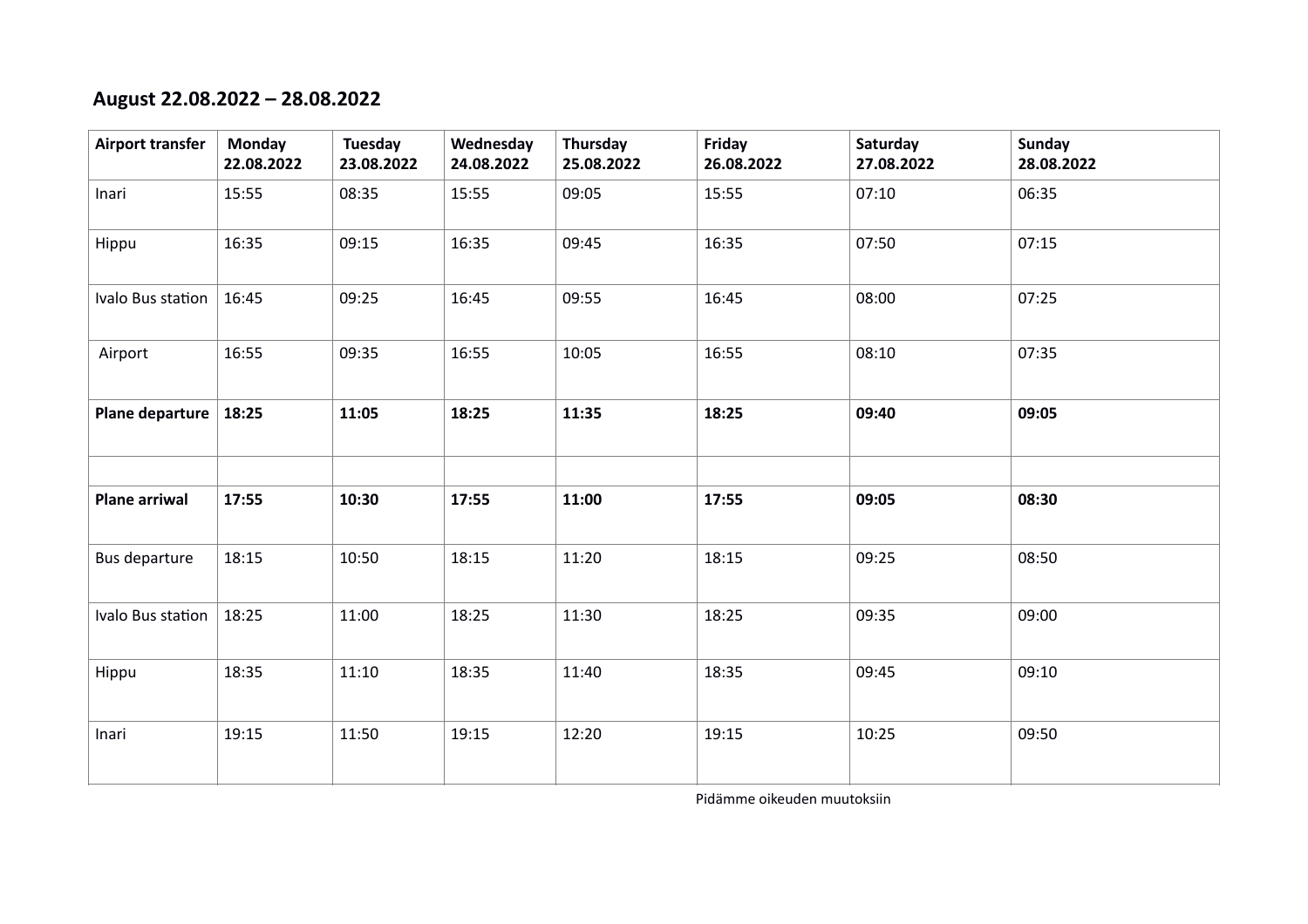## August 22.08.2022 – 28.08.2022

| Airport transfer | Monday 22.08.2022 | Tuesday 23.08.2022 | Wednesday 24.08.2022 | Thursday 25.08.2022 | Friday 26.08.2022 | Saturday 27.08.2022 | Sunday 28.08.2022 |
|---|---|---|---|---|---|---|---|
| Inari | 15:55 | 08:35 | 15:55 | 09:05 | 15:55 | 07:10 | 06:35 |
| Hippu | 16:35 | 09:15 | 16:35 | 09:45 | 16:35 | 07:50 | 07:15 |
| Ivalo Bus station | 16:45 | 09:25 | 16:45 | 09:55 | 16:45 | 08:00 | 07:25 |
| Airport | 16:55 | 09:35 | 16:55 | 10:05 | 16:55 | 08:10 | 07:35 |
| **Plane departure** | **18:25** | **11:05** | **18:25** | **11:35** | **18:25** | **09:40** | **09:05** |
| | | | | | | | |
| **Plane arriwal** | **17:55** | **10:30** | **17:55** | **11:00** | **17:55** | **09:05** | **08:30** |
| Bus departure | 18:15 | 10:50 | 18:15 | 11:20 | 18:15 | 09:25 | 08:50 |
| Ivalo Bus station | 18:25 | 11:00 | 18:25 | 11:30 | 18:25 | 09:35 | 09:00 |
| Hippu | 18:35 | 11:10 | 18:35 | 11:40 | 18:35 | 09:45 | 09:10 |
| Inari | 19:15 | 11:50 | 19:15 | 12:20 | 19:15 | 10:25 | 09:50 |

Pidämme oikeuden muutoksiin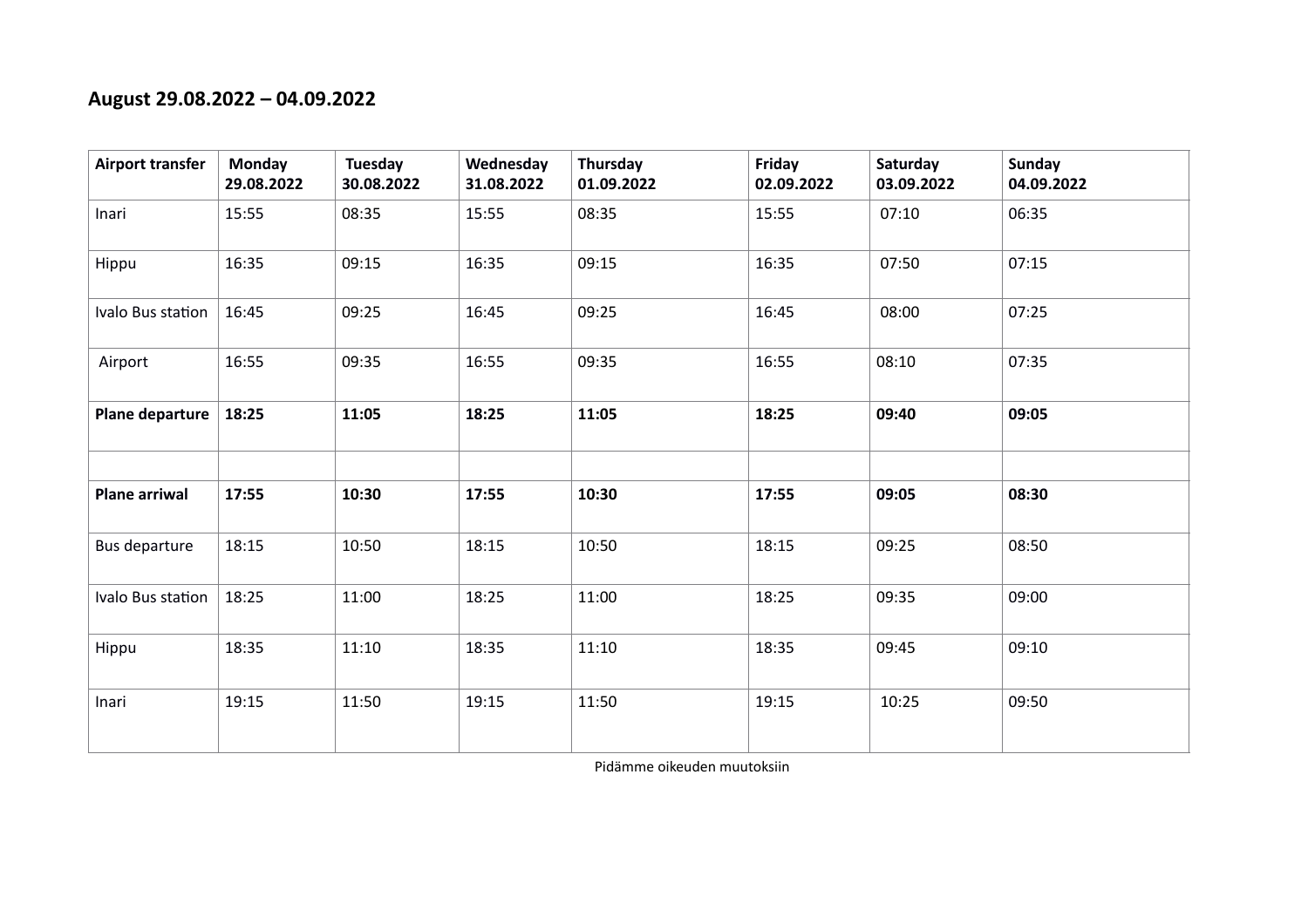**August 29.08.2022 – 04.09.2022**

| **Airport transfer** | **Monday 29.08.2022** | **Tuesday 30.08.2022** | **Wednesday 31.08.2022** | **Thursday 01.09.2022** | **Friday 02.09.2022** | **Saturday 03.09.2022** | **Sunday 04.09.2022** |
|---|---|---|---|---|---|---|---|
| Inari | 15:55 | 08:35 | 15:55 | 08:35 | 15:55 | 07:10 | 06:35 |
| Hippu | 16:35 | 09:15 | 16:35 | 09:15 | 16:35 | 07:50 | 07:15 |
| Ivalo Bus station | 16:45 | 09:25 | 16:45 | 09:25 | 16:45 | 08:00 | 07:25 |
| Airport | 16:55 | 09:35 | 16:55 | 09:35 | 16:55 | 08:10 | 07:35 |
| **Plane departure** | **18:25** | **11:05** | **18:25** | **11:05** | **18:25** | **09:40** | **09:05** |
| | | | | | | | |
| **Plane arriwal** | **17:55** | **10:30** | **17:55** | **10:30** | **17:55** | **09:05** | **08:30** |
| Bus departure | 18:15 | 10:50 | 18:15 | 10:50 | 18:15 | 09:25 | 08:50 |
| Ivalo Bus station | 18:25 | 11:00 | 18:25 | 11:00 | 18:25 | 09:35 | 09:00 |
| Hippu | 18:35 | 11:10 | 18:35 | 11:10 | 18:35 | 09:45 | 09:10 |
| Inari | 19:15 | 11:50 | 19:15 | 11:50 | 19:15 | 10:25 | 09:50 |

Pidämme oikeuden muutoksiin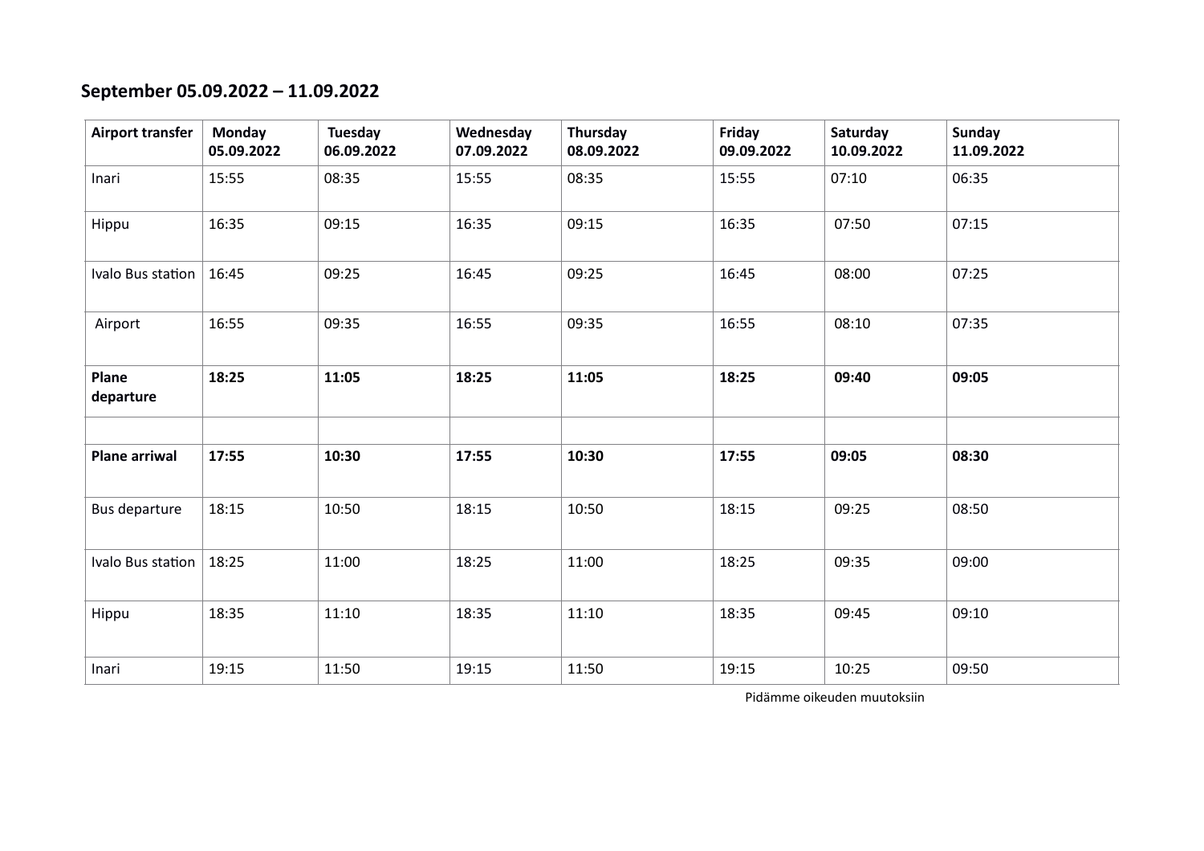## September 05.09.2022 – 11.09.2022

| **Airport transfer** | **Monday 05.09.2022** | **Tuesday 06.09.2022** | **Wednesday 07.09.2022** | **Thursday 08.09.2022** | **Friday 09.09.2022** | **Saturday 10.09.2022** | **Sunday 11.09.2022** |
|---|---|---|---|---|---|---|---|
| Inari | 15:55 | 08:35 | 15:55 | 08:35 | 15:55 | 07:10 | 06:35 |
| Hippu | 16:35 | 09:15 | 16:35 | 09:15 | 16:35 | 07:50 | 07:15 |
| Ivalo Bus station | 16:45 | 09:25 | 16:45 | 09:25 | 16:45 | 08:00 | 07:25 |
| Airport | 16:55 | 09:35 | 16:55 | 09:35 | 16:55 | 08:10 | 07:35 |
| **Plane departure** | **18:25** | **11:05** | **18:25** | **11:05** | **18:25** | **09:40** | **09:05** |
| | | | | | | | |
| **Plane arriwal** | **17:55** | **10:30** | **17:55** | **10:30** | **17:55** | **09:05** | **08:30** |
| Bus departure | 18:15 | 10:50 | 18:15 | 10:50 | 18:15 | 09:25 | 08:50 |
| Ivalo Bus station | 18:25 | 11:00 | 18:25 | 11:00 | 18:25 | 09:35 | 09:00 |
| Hippu | 18:35 | 11:10 | 18:35 | 11:10 | 18:35 | 09:45 | 09:10 |
| Inari | 19:15 | 11:50 | 19:15 | 11:50 | 19:15 | 10:25 | 09:50 |

Pidämme oikeuden muutoksiin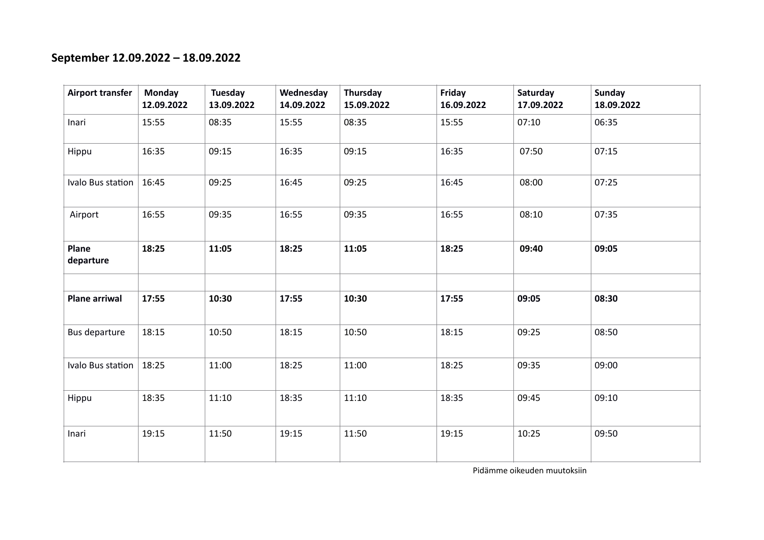## September 12.09.2022 – 18.09.2022

| **Airport transfer** | **Monday 12.09.2022** | **Tuesday 13.09.2022** | **Wednesday 14.09.2022** | **Thursday 15.09.2022** | **Friday 16.09.2022** | **Saturday 17.09.2022** | **Sunday 18.09.2022** |
|---|---|---|---|---|---|---|---|
| Inari | 15:55 | 08:35 | 15:55 | 08:35 | 15:55 | 07:10 | 06:35 |
| Hippu | 16:35 | 09:15 | 16:35 | 09:15 | 16:35 | 07:50 | 07:15 |
| Ivalo Bus station | 16:45 | 09:25 | 16:45 | 09:25 | 16:45 | 08:00 | 07:25 |
| Airport | 16:55 | 09:35 | 16:55 | 09:35 | 16:55 | 08:10 | 07:35 |
| **Plane departure** | **18:25** | **11:05** | **18:25** | **11:05** | **18:25** | **09:40** | **09:05** |
| | | | | | | | |
| **Plane arriwal** | **17:55** | **10:30** | **17:55** | **10:30** | **17:55** | **09:05** | **08:30** |
| Bus departure | 18:15 | 10:50 | 18:15 | 10:50 | 18:15 | 09:25 | 08:50 |
| Ivalo Bus station | 18:25 | 11:00 | 18:25 | 11:00 | 18:25 | 09:35 | 09:00 |
| Hippu | 18:35 | 11:10 | 18:35 | 11:10 | 18:35 | 09:45 | 09:10 |
| Inari | 19:15 | 11:50 | 19:15 | 11:50 | 19:15 | 10:25 | 09:50 |

Pidämme oikeuden muutoksiin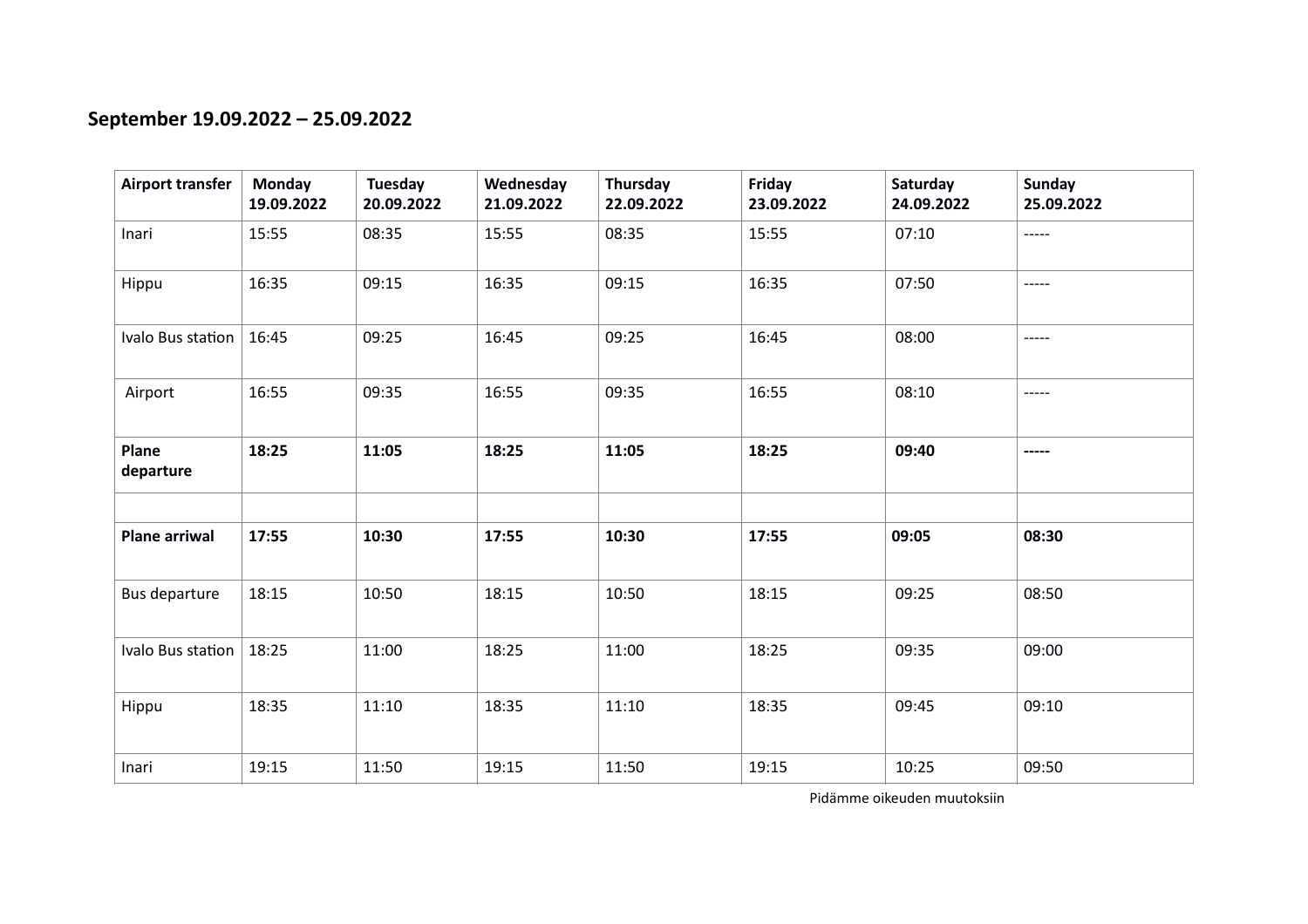**September 19.09.2022 – 25.09.2022**

| **Airport transfer** | **Monday 19.09.2022** | **Tuesday 20.09.2022** | **Wednesday 21.09.2022** | **Thursday 22.09.2022** | **Friday 23.09.2022** | **Saturday 24.09.2022** | **Sunday 25.09.2022** |
|---|---|---|---|---|---|---|---|
| Inari | 15:55 | 08:35 | 15:55 | 08:35 | 15:55 | 07:10 | ----- |
| Hippu | 16:35 | 09:15 | 16:35 | 09:15 | 16:35 | 07:50 | ----- |
| Ivalo Bus station | 16:45 | 09:25 | 16:45 | 09:25 | 16:45 | 08:00 | ----- |
| Airport | 16:55 | 09:35 | 16:55 | 09:35 | 16:55 | 08:10 | ----- |
| **Plane departure** | **18:25** | **11:05** | **18:25** | **11:05** | **18:25** | **09:40** | **-----** |
| | | | | | | | |
| **Plane arriwal** | **17:55** | **10:30** | **17:55** | **10:30** | **17:55** | **09:05** | **08:30** |
| Bus departure | 18:15 | 10:50 | 18:15 | 10:50 | 18:15 | 09:25 | 08:50 |
| Ivalo Bus station | 18:25 | 11:00 | 18:25 | 11:00 | 18:25 | 09:35 | 09:00 |
| Hippu | 18:35 | 11:10 | 18:35 | 11:10 | 18:35 | 09:45 | 09:10 |
| Inari | 19:15 | 11:50 | 19:15 | 11:50 | 19:15 | 10:25 | 09:50 |

Pidämme oikeuden muutoksiin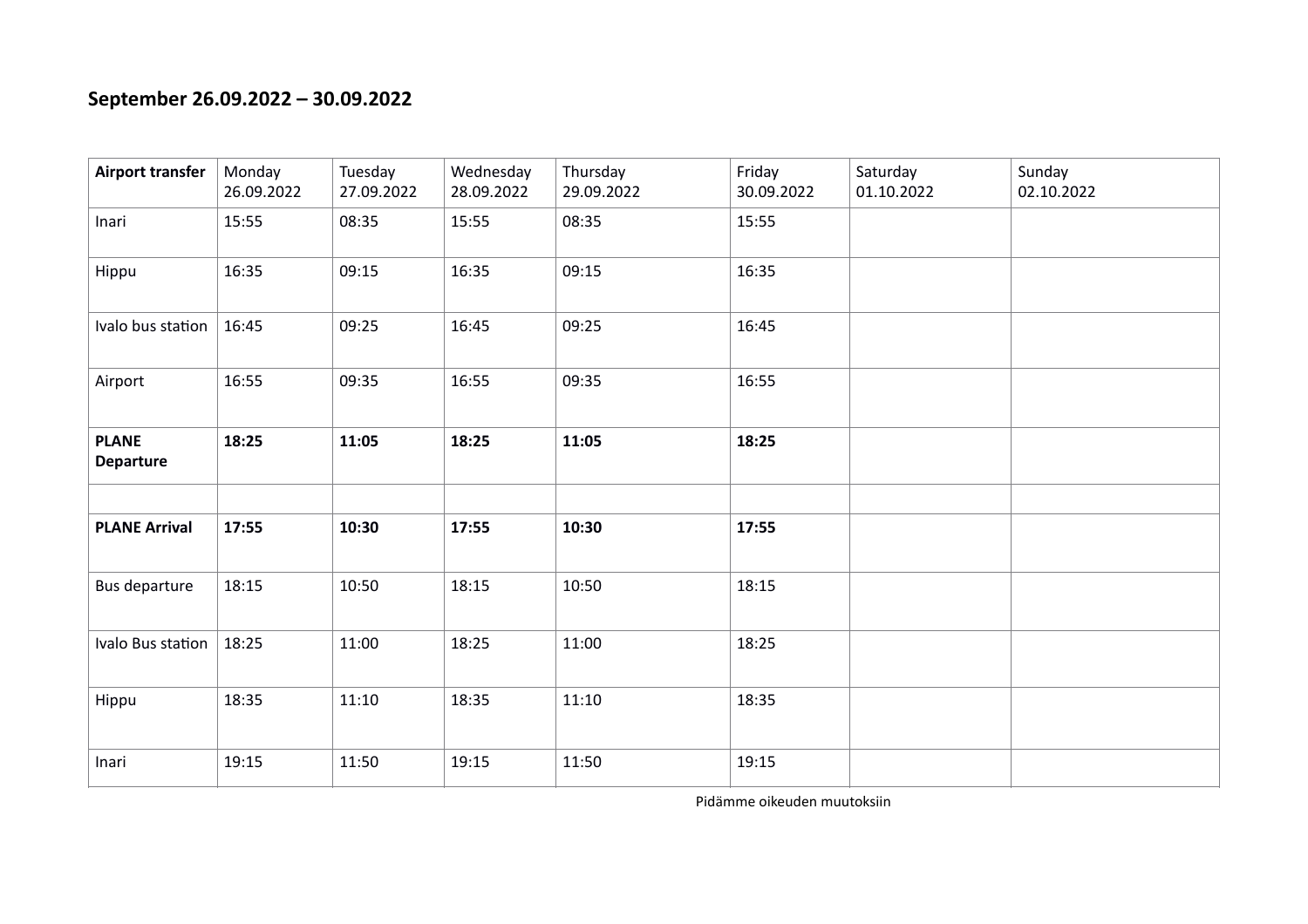## September 26.09.2022 – 30.09.2022

| **Airport transfer** | Monday 26.09.2022 | Tuesday 27.09.2022 | Wednesday 28.09.2022 | Thursday 29.09.2022 | Friday 30.09.2022 | Saturday 01.10.2022 | Sunday 02.10.2022 |
|---|---|---|---|---|---|---|---|
| Inari | 15:55 | 08:35 | 15:55 | 08:35 | 15:55 | | |
| Hippu | 16:35 | 09:15 | 16:35 | 09:15 | 16:35 | | |
| Ivalo bus station | 16:45 | 09:25 | 16:45 | 09:25 | 16:45 | | |
| Airport | 16:55 | 09:35 | 16:55 | 09:35 | 16:55 | | |
| **PLANE Departure** | **18:25** | **11:05** | **18:25** | **11:05** | **18:25** | | |
| | | | | | | | |
| **PLANE Arrival** | **17:55** | **10:30** | **17:55** | **10:30** | **17:55** | | |
| Bus departure | 18:15 | 10:50 | 18:15 | 10:50 | 18:15 | | |
| Ivalo Bus station | 18:25 | 11:00 | 18:25 | 11:00 | 18:25 | | |
| Hippu | 18:35 | 11:10 | 18:35 | 11:10 | 18:35 | | |
| Inari | 19:15 | 11:50 | 19:15 | 11:50 | 19:15 | | |

Pidämme oikeuden muutoksiin